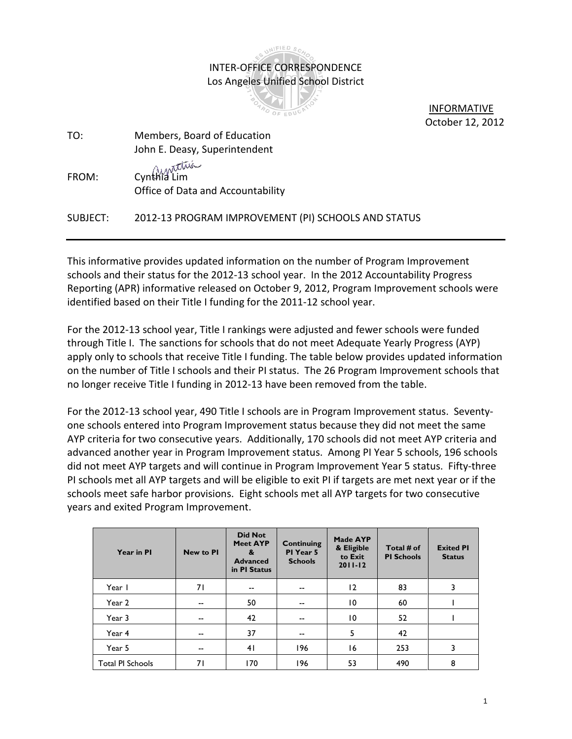INTER-OFFICE CORRESPONDENCE
Los Angeles Unified School District

INFORMATIVE
October 12, 2012

TO: Members, Board of Education
John E. Deasy, Superintendent

FROM: Cynthia Lim
Office of Data and Accountability

SUBJECT: 2012-13 PROGRAM IMPROVEMENT (PI) SCHOOLS AND STATUS

---

This informative provides updated information on the number of Program Improvement schools and their status for the 2012-13 school year. In the 2012 Accountability Progress Reporting (APR) informative released on October 9, 2012, Program Improvement schools were identified based on their Title I funding for the 2011-12 school year.

For the 2012-13 school year, Title I rankings were adjusted and fewer schools were funded through Title I. The sanctions for schools that do not meet Adequate Yearly Progress (AYP) apply only to schools that receive Title I funding. The table below provides updated information on the number of Title I schools and their PI status. The 26 Program Improvement schools that no longer receive Title I funding in 2012-13 have been removed from the table.

For the 2012-13 school year, 490 Title I schools are in Program Improvement status. Seventy-one schools entered into Program Improvement status because they did not meet the same AYP criteria for two consecutive years. Additionally, 170 schools did not meet AYP criteria and advanced another year in Program Improvement status. Among PI Year 5 schools, 196 schools did not meet AYP targets and will continue in Program Improvement Year 5 status. Fifty-three PI schools met all AYP targets and will be eligible to exit PI if targets are met next year or if the schools meet safe harbor provisions. Eight schools met all AYP targets for two consecutive years and exited Program Improvement.

| Year in PI | New to PI | Did Not Meet AYP & Advanced in PI Status | Continuing PI Year 5 Schools | Made AYP & Eligible to Exit 2011-12 | Total # of PI Schools | Exited PI Status |
|---|---|---|---|---|---|---|
| Year 1 | 71 | -- | -- | 12 | 83 | 3 |
| Year 2 | -- | 50 | -- | 10 | 60 | 1 |
| Year 3 | -- | 42 | -- | 10 | 52 | 1 |
| Year 4 | -- | 37 | -- | 5 | 42 | |
| Year 5 | -- | 41 | 196 | 16 | 253 | 3 |
| Total PI Schools | 71 | 170 | 196 | 53 | 490 | 8 |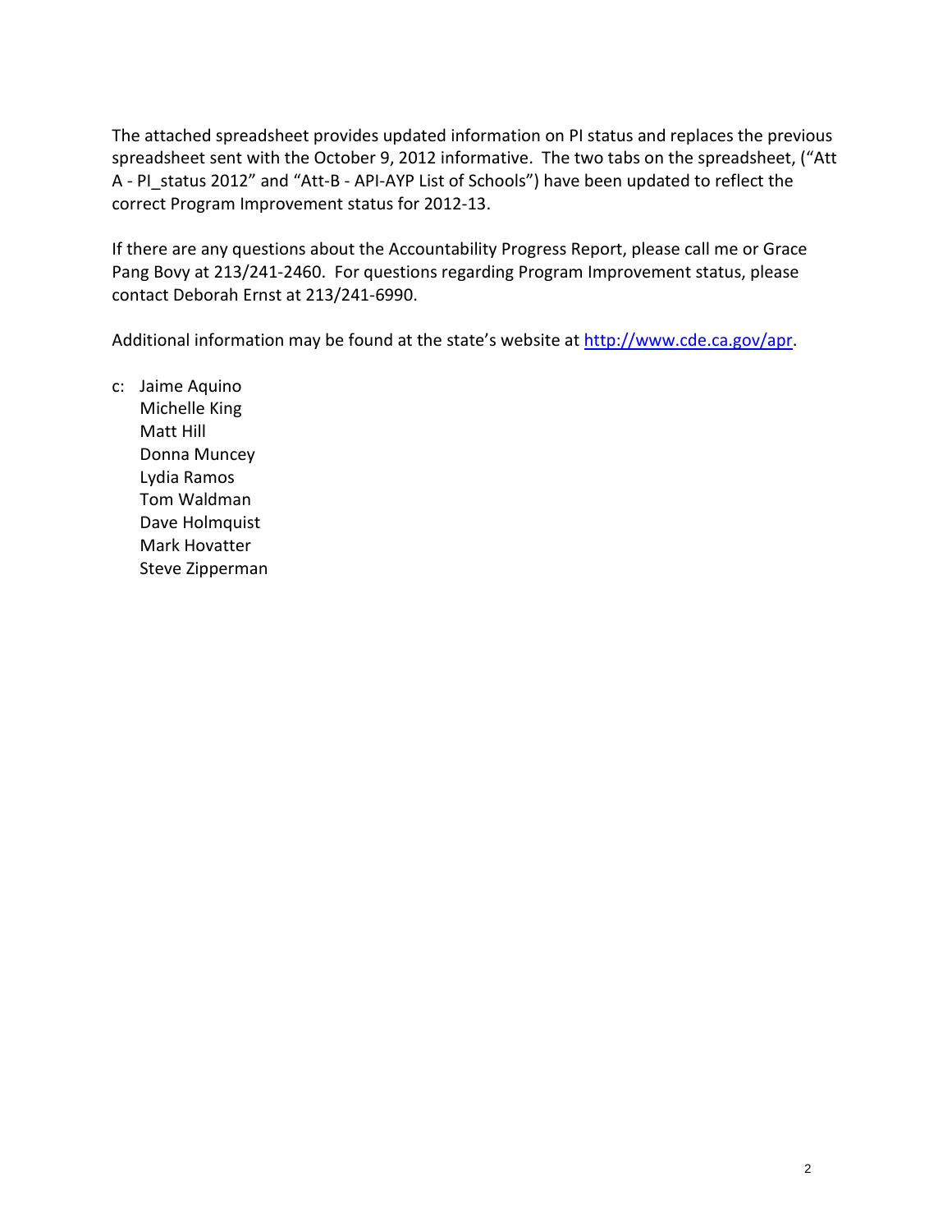The attached spreadsheet provides updated information on PI status and replaces the previous spreadsheet sent with the October 9, 2012 informative. The two tabs on the spreadsheet, ("Att A - PI_status 2012" and "Att-B - API-AYP List of Schools") have been updated to reflect the correct Program Improvement status for 2012-13.

If there are any questions about the Accountability Progress Report, please call me or Grace Pang Bovy at 213/241-2460. For questions regarding Program Improvement status, please contact Deborah Ernst at 213/241-6990.

Additional information may be found at the state's website at http://www.cde.ca.gov/apr.

c: Jaime Aquino
Michelle King
Matt Hill
Donna Muncey
Lydia Ramos
Tom Waldman
Dave Holmquist
Mark Hovatter
Steve Zipperman